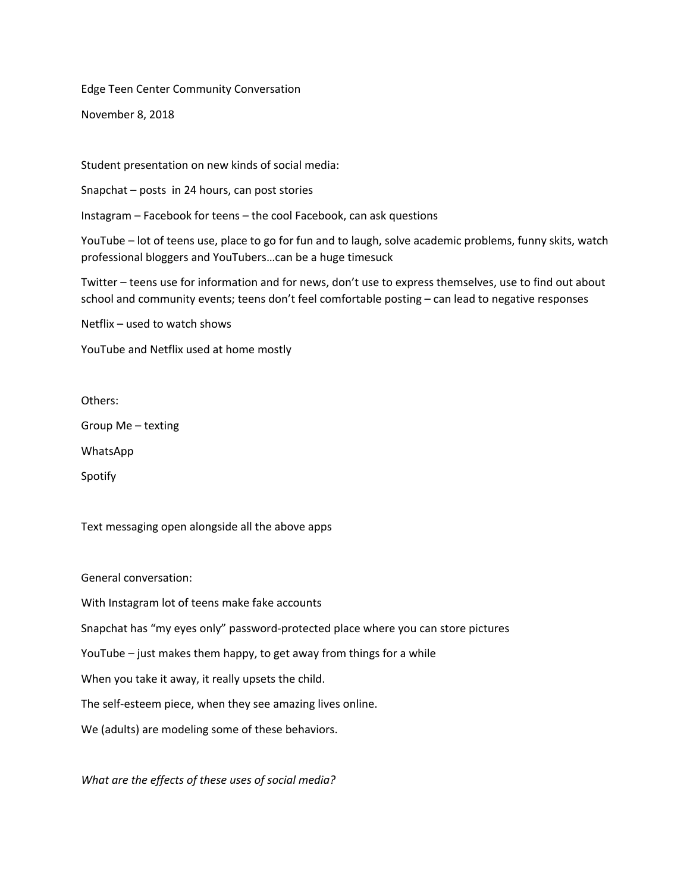Edge Teen Center Community Conversation

November 8, 2018

Student presentation on new kinds of social media:

Snapchat – posts in 24 hours, can post stories

Instagram – Facebook for teens – the cool Facebook, can ask questions

YouTube – lot of teens use, place to go for fun and to laugh, solve academic problems, funny skits, watch professional bloggers and YouTubers…can be a huge timesuck

Twitter – teens use for information and for news, don't use to express themselves, use to find out about school and community events; teens don't feel comfortable posting – can lead to negative responses

Netflix – used to watch shows

YouTube and Netflix used at home mostly

Others:

Group Me – texting

WhatsApp

Spotify

Text messaging open alongside all the above apps

General conversation:

With Instagram lot of teens make fake accounts

Snapchat has "my eyes only" password-protected place where you can store pictures

YouTube – just makes them happy, to get away from things for a while

When you take it away, it really upsets the child.

The self-esteem piece, when they see amazing lives online.

We (adults) are modeling some of these behaviors.

*What are the effects of these uses of social media?*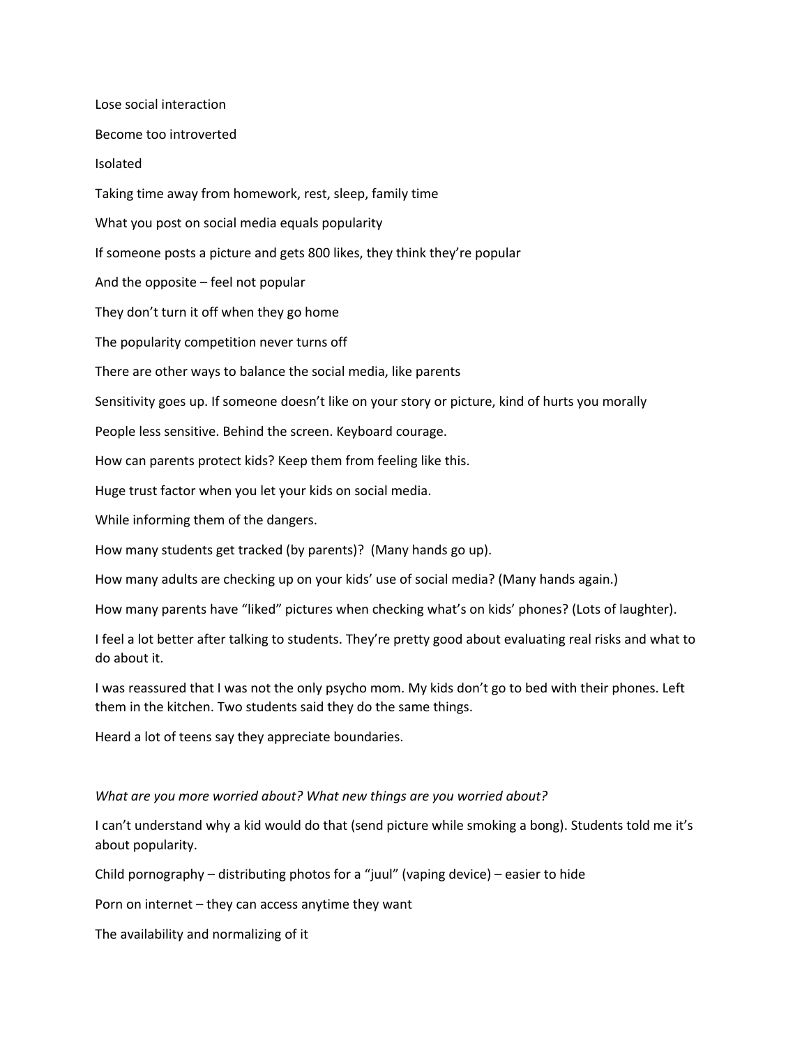Lose social interaction

Become too introverted

Isolated

Taking time away from homework, rest, sleep, family time

What you post on social media equals popularity

If someone posts a picture and gets 800 likes, they think they're popular

And the opposite – feel not popular

They don't turn it off when they go home

The popularity competition never turns off

There are other ways to balance the social media, like parents

Sensitivity goes up. If someone doesn't like on your story or picture, kind of hurts you morally

People less sensitive. Behind the screen. Keyboard courage.

How can parents protect kids? Keep them from feeling like this.

Huge trust factor when you let your kids on social media.

While informing them of the dangers.

How many students get tracked (by parents)? (Many hands go up).

How many adults are checking up on your kids' use of social media? (Many hands again.)

How many parents have "liked" pictures when checking what's on kids' phones? (Lots of laughter).

I feel a lot better after talking to students. They're pretty good about evaluating real risks and what to do about it.

I was reassured that I was not the only psycho mom. My kids don't go to bed with their phones. Left them in the kitchen. Two students said they do the same things.

Heard a lot of teens say they appreciate boundaries.

*What are you more worried about? What new things are you worried about?*

I can't understand why a kid would do that (send picture while smoking a bong). Students told me it's about popularity.

Child pornography – distributing photos for a "juul" (vaping device) – easier to hide

Porn on internet – they can access anytime they want

The availability and normalizing of it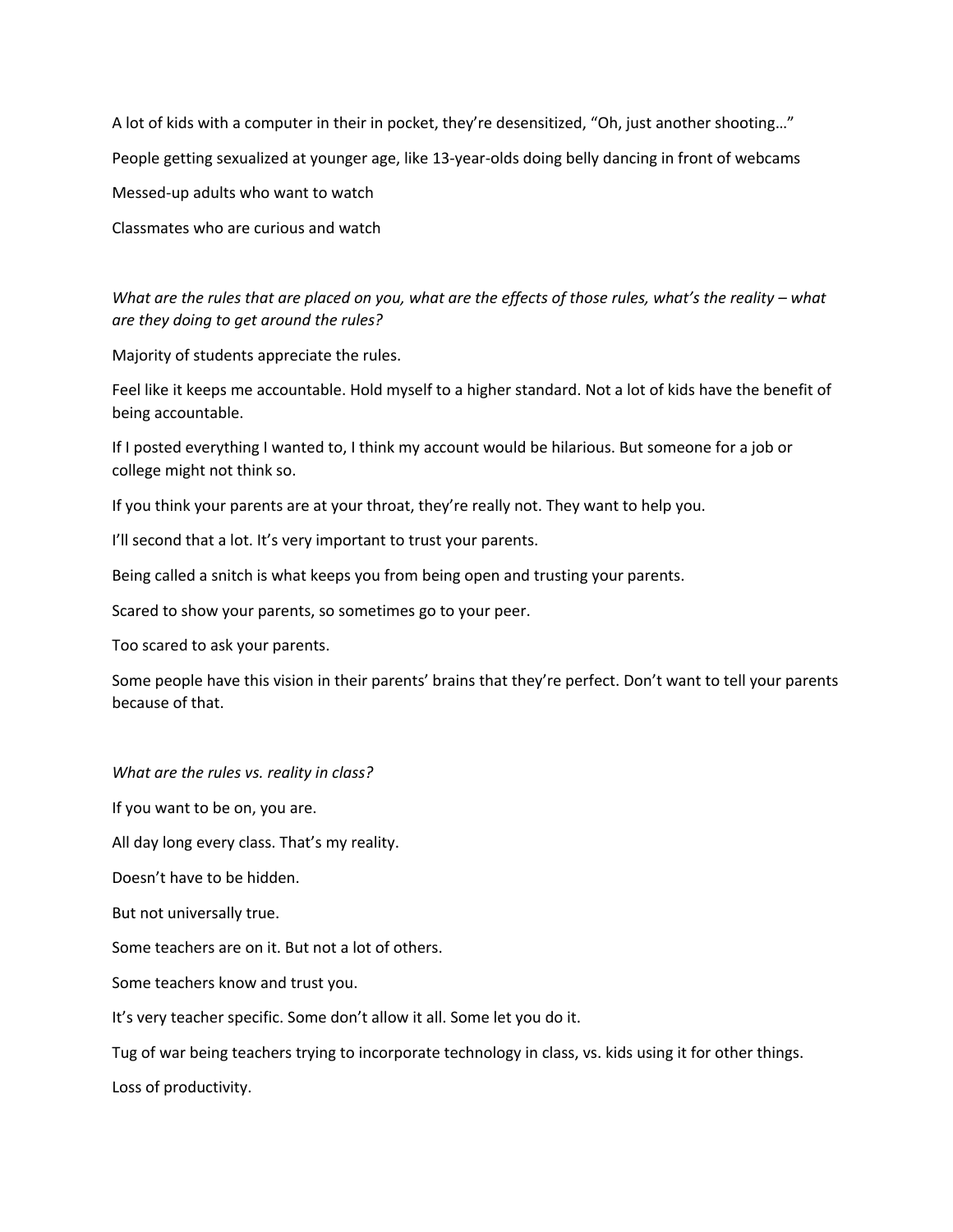A lot of kids with a computer in their in pocket, they're desensitized, "Oh, just another shooting…"

People getting sexualized at younger age, like 13-year-olds doing belly dancing in front of webcams

Messed-up adults who want to watch

Classmates who are curious and watch

*What are the rules that are placed on you, what are the effects of those rules, what's the reality – what are they doing to get around the rules?*

Majority of students appreciate the rules.

Feel like it keeps me accountable. Hold myself to a higher standard. Not a lot of kids have the benefit of being accountable.

If I posted everything I wanted to, I think my account would be hilarious. But someone for a job or college might not think so.

If you think your parents are at your throat, they're really not. They want to help you.

I'll second that a lot. It's very important to trust your parents.

Being called a snitch is what keeps you from being open and trusting your parents.

Scared to show your parents, so sometimes go to your peer.

Too scared to ask your parents.

Some people have this vision in their parents' brains that they're perfect. Don't want to tell your parents because of that.

*What are the rules vs. reality in class?*

If you want to be on, you are.

All day long every class. That's my reality.

Doesn't have to be hidden.

But not universally true.

Some teachers are on it. But not a lot of others.

Some teachers know and trust you.

It's very teacher specific. Some don't allow it all. Some let you do it.

Tug of war being teachers trying to incorporate technology in class, vs. kids using it for other things.

Loss of productivity.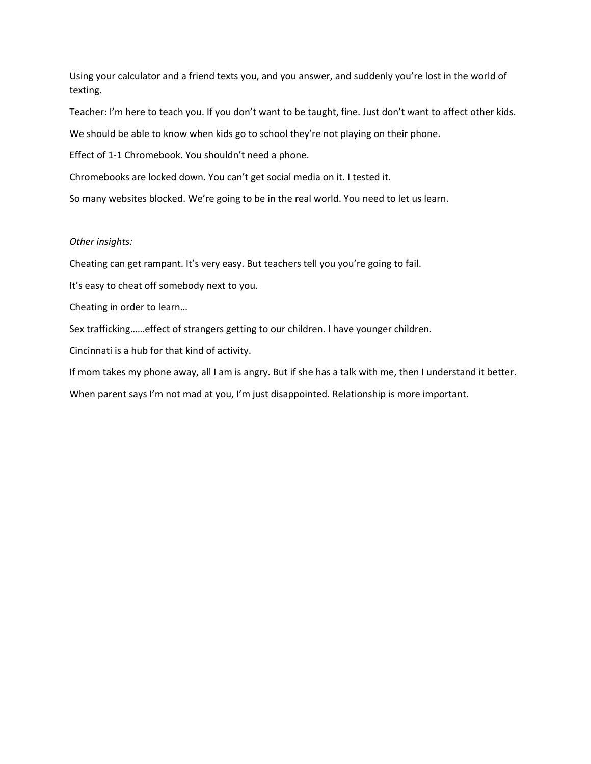Using your calculator and a friend texts you, and you answer, and suddenly you're lost in the world of texting.

Teacher: I'm here to teach you. If you don't want to be taught, fine. Just don't want to affect other kids.

We should be able to know when kids go to school they're not playing on their phone.

Effect of 1-1 Chromebook. You shouldn't need a phone.

Chromebooks are locked down. You can't get social media on it. I tested it.

So many websites blocked. We're going to be in the real world. You need to let us learn.

*Other insights:*

Cheating can get rampant. It's very easy. But teachers tell you you're going to fail.

It's easy to cheat off somebody next to you.

Cheating in order to learn…

Sex trafficking……effect of strangers getting to our children. I have younger children.

Cincinnati is a hub for that kind of activity.

If mom takes my phone away, all I am is angry. But if she has a talk with me, then I understand it better.

When parent says I'm not mad at you, I'm just disappointed. Relationship is more important.